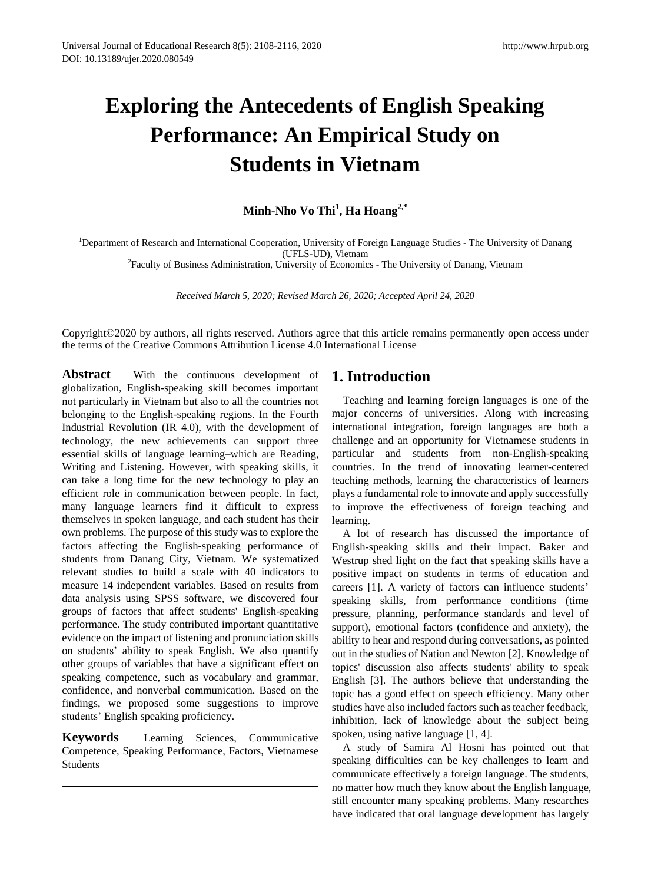# Exploring the Antecedents of English Speaking Performance: An Empirical Study on Students in Vietnam

**Minh-Nho Vo Thi[1], Ha Hoang[2,*]**

[1]Department of Research and International Cooperation, University of Foreign Language Studies - The University of Danang (UFLS-UD), Vietnam
[2]Faculty of Business Administration, University of Economics - The University of Danang, Vietnam

*Received March 5, 2020; Revised March 26, 2020; Accepted April 24, 2020*

Copyright©2020 by authors, all rights reserved. Authors agree that this article remains permanently open access under the terms of the Creative Commons Attribution License 4.0 International License

**Abstract** With the continuous development of globalization, English-speaking skill becomes important not particularly in Vietnam but also to all the countries not belonging to the English-speaking regions. In the Fourth Industrial Revolution (IR 4.0), with the development of technology, the new achievements can support three essential skills of language learning–which are Reading, Writing and Listening. However, with speaking skills, it can take a long time for the new technology to play an efficient role in communication between people. In fact, many language learners find it difficult to express themselves in spoken language, and each student has their own problems. The purpose of this study was to explore the factors affecting the English-speaking performance of students from Danang City, Vietnam. We systematized relevant studies to build a scale with 40 indicators to measure 14 independent variables. Based on results from data analysis using SPSS software, we discovered four groups of factors that affect students' English-speaking performance. The study contributed important quantitative evidence on the impact of listening and pronunciation skills on students' ability to speak English. We also quantify other groups of variables that have a significant effect on speaking competence, such as vocabulary and grammar, confidence, and nonverbal communication. Based on the findings, we proposed some suggestions to improve students' English speaking proficiency.

**Keywords** Learning Sciences, Communicative Competence, Speaking Performance, Factors, Vietnamese Students

## 1. Introduction

Teaching and learning foreign languages is one of the major concerns of universities. Along with increasing international integration, foreign languages are both a challenge and an opportunity for Vietnamese students in particular and students from non-English-speaking countries. In the trend of innovating learner-centered teaching methods, learning the characteristics of learners plays a fundamental role to innovate and apply successfully to improve the effectiveness of foreign teaching and learning.

A lot of research has discussed the importance of English-speaking skills and their impact. Baker and Westrup shed light on the fact that speaking skills have a positive impact on students in terms of education and careers [1]. A variety of factors can influence students' speaking skills, from performance conditions (time pressure, planning, performance standards and level of support), emotional factors (confidence and anxiety), the ability to hear and respond during conversations, as pointed out in the studies of Nation and Newton [2]. Knowledge of topics' discussion also affects students' ability to speak English [3]. The authors believe that understanding the topic has a good effect on speech efficiency. Many other studies have also included factors such as teacher feedback, inhibition, lack of knowledge about the subject being spoken, using native language [1, 4].

A study of Samira Al Hosni has pointed out that speaking difficulties can be key challenges to learn and communicate effectively a foreign language. The students, no matter how much they know about the English language, still encounter many speaking problems. Many researches have indicated that oral language development has largely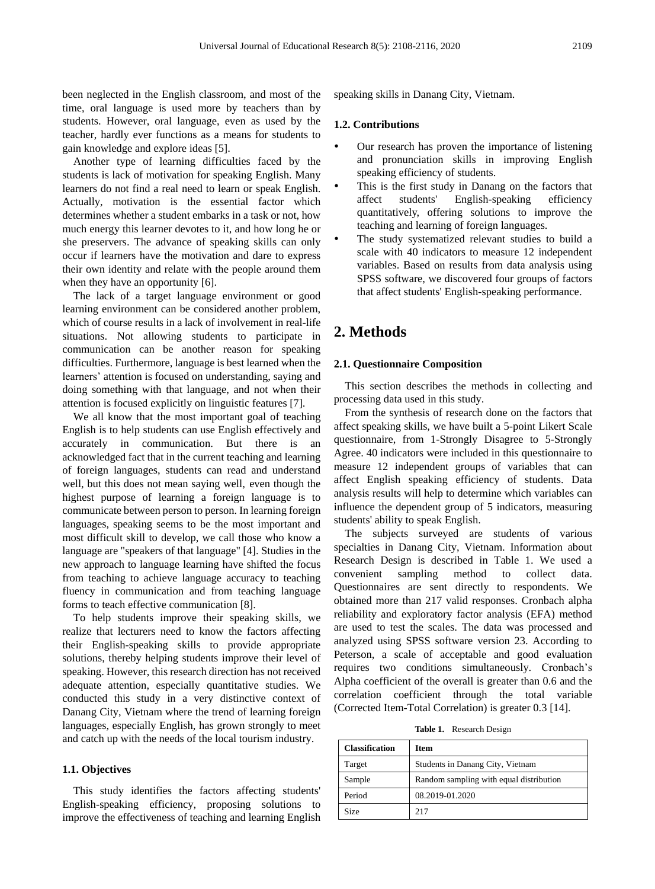been neglected in the English classroom, and most of the time, oral language is used more by teachers than by students. However, oral language, even as used by the teacher, hardly ever functions as a means for students to gain knowledge and explore ideas [5].

Another type of learning difficulties faced by the students is lack of motivation for speaking English. Many learners do not find a real need to learn or speak English. Actually, motivation is the essential factor which determines whether a student embarks in a task or not, how much energy this learner devotes to it, and how long he or she preservers. The advance of speaking skills can only occur if learners have the motivation and dare to express their own identity and relate with the people around them when they have an opportunity [6].

The lack of a target language environment or good learning environment can be considered another problem, which of course results in a lack of involvement in real-life situations. Not allowing students to participate in communication can be another reason for speaking difficulties. Furthermore, language is best learned when the learners' attention is focused on understanding, saying and doing something with that language, and not when their attention is focused explicitly on linguistic features [7].

We all know that the most important goal of teaching English is to help students can use English effectively and accurately in communication. But there is an acknowledged fact that in the current teaching and learning of foreign languages, students can read and understand well, but this does not mean saying well, even though the highest purpose of learning a foreign language is to communicate between person to person. In learning foreign languages, speaking seems to be the most important and most difficult skill to develop, we call those who know a language are "speakers of that language" [4]. Studies in the new approach to language learning have shifted the focus from teaching to achieve language accuracy to teaching fluency in communication and from teaching language forms to teach effective communication [8].

To help students improve their speaking skills, we realize that lecturers need to know the factors affecting their English-speaking skills to provide appropriate solutions, thereby helping students improve their level of speaking. However, this research direction has not received adequate attention, especially quantitative studies. We conducted this study in a very distinctive context of Danang City, Vietnam where the trend of learning foreign languages, especially English, has grown strongly to meet and catch up with the needs of the local tourism industry.

### 1.1. Objectives

This study identifies the factors affecting students' English-speaking efficiency, proposing solutions to improve the effectiveness of teaching and learning English speaking skills in Danang City, Vietnam.

### 1.2. Contributions

- Our research has proven the importance of listening and pronunciation skills in improving English speaking efficiency of students.
- This is the first study in Danang on the factors that affect students' English-speaking efficiency quantitatively, offering solutions to improve the teaching and learning of foreign languages.
- The study systematized relevant studies to build a scale with 40 indicators to measure 12 independent variables. Based on results from data analysis using SPSS software, we discovered four groups of factors that affect students' English-speaking performance.

## 2. Methods

### 2.1. Questionnaire Composition

This section describes the methods in collecting and processing data used in this study.

From the synthesis of research done on the factors that affect speaking skills, we have built a 5-point Likert Scale questionnaire, from 1-Strongly Disagree to 5-Strongly Agree. 40 indicators were included in this questionnaire to measure 12 independent groups of variables that can affect English speaking efficiency of students. Data analysis results will help to determine which variables can influence the dependent group of 5 indicators, measuring students' ability to speak English.

The subjects surveyed are students of various specialties in Danang City, Vietnam. Information about Research Design is described in Table 1. We used a convenient sampling method to collect data. Questionnaires are sent directly to respondents. We obtained more than 217 valid responses. Cronbach alpha reliability and exploratory factor analysis (EFA) method are used to test the scales. The data was processed and analyzed using SPSS software version 23. According to Peterson, a scale of acceptable and good evaluation requires two conditions simultaneously. Cronbach's Alpha coefficient of the overall is greater than 0.6 and the correlation coefficient through the total variable (Corrected Item-Total Correlation) is greater 0.3 [14].

**Table 1.** Research Design

| Classification | Item |
|---|---|
| Target | Students in Danang City, Vietnam |
| Sample | Random sampling with equal distribution |
| Period | 08.2019-01.2020 |
| Size | 217 |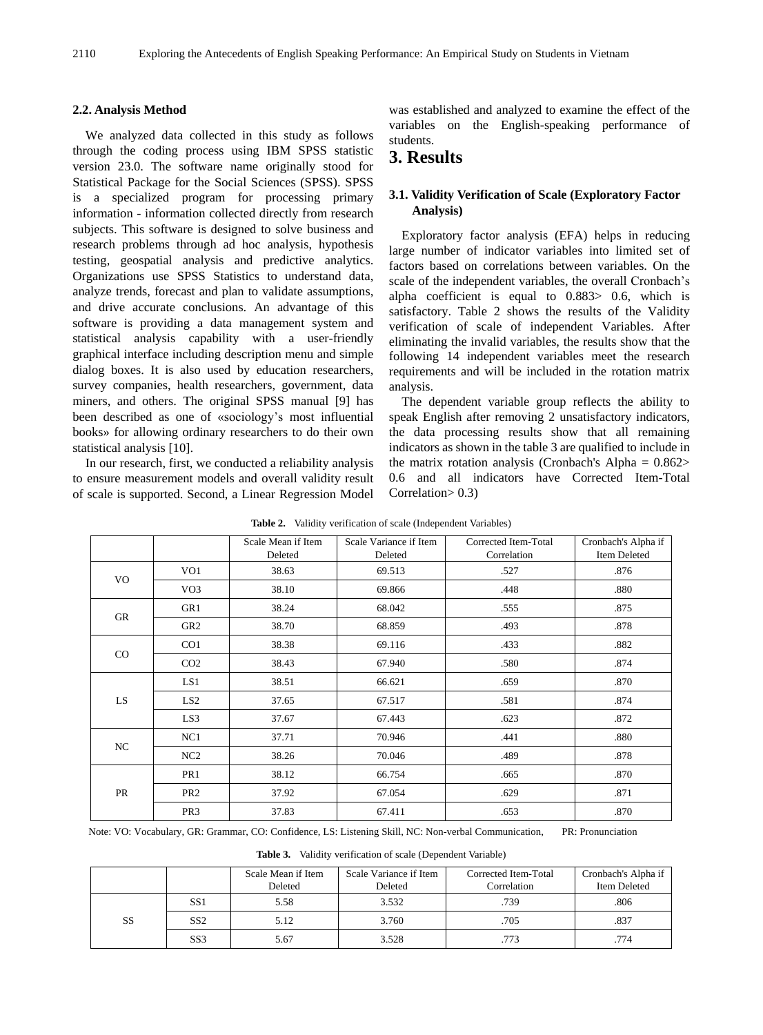### 2.2. Analysis Method

We analyzed data collected in this study as follows through the coding process using IBM SPSS statistic version 23.0. The software name originally stood for Statistical Package for the Social Sciences (SPSS). SPSS is a specialized program for processing primary information - information collected directly from research subjects. This software is designed to solve business and research problems through ad hoc analysis, hypothesis testing, geospatial analysis and predictive analytics. Organizations use SPSS Statistics to understand data, analyze trends, forecast and plan to validate assumptions, and drive accurate conclusions. An advantage of this software is providing a data management system and statistical analysis capability with a user-friendly graphical interface including description menu and simple dialog boxes. It is also used by education researchers, survey companies, health researchers, government, data miners, and others. The original SPSS manual [9] has been described as one of «sociology's most influential books» for allowing ordinary researchers to do their own statistical analysis [10].

In our research, first, we conducted a reliability analysis to ensure measurement models and overall validity result of scale is supported. Second, a Linear Regression Model was established and analyzed to examine the effect of the variables on the English-speaking performance of students.

## 3. Results

### 3.1. Validity Verification of Scale (Exploratory Factor Analysis)

Exploratory factor analysis (EFA) helps in reducing large number of indicator variables into limited set of factors based on correlations between variables. On the scale of the independent variables, the overall Cronbach's alpha coefficient is equal to 0.883> 0.6, which is satisfactory. Table 2 shows the results of the Validity verification of scale of independent Variables. After eliminating the invalid variables, the results show that the following 14 independent variables meet the research requirements and will be included in the rotation matrix analysis.

The dependent variable group reflects the ability to speak English after removing 2 unsatisfactory indicators, the data processing results show that all remaining indicators as shown in the table 3 are qualified to include in the matrix rotation analysis (Cronbach's Alpha = 0.862> 0.6 and all indicators have Corrected Item-Total Correlation> 0.3)

**Table 2.** Validity verification of scale (Independent Variables)

| | | Scale Mean if Item Deleted | Scale Variance if Item Deleted | Corrected Item-Total Correlation | Cronbach's Alpha if Item Deleted |
|---|---|---|---|---|---|
| VO | VO1 | 38.63 | 69.513 | .527 | .876 |
| | VO3 | 38.10 | 69.866 | .448 | .880 |
| GR | GR1 | 38.24 | 68.042 | .555 | .875 |
| | GR2 | 38.70 | 68.859 | .493 | .878 |
| CO | CO1 | 38.38 | 69.116 | .433 | .882 |
| | CO2 | 38.43 | 67.940 | .580 | .874 |
| LS | LS1 | 38.51 | 66.621 | .659 | .870 |
| | LS2 | 37.65 | 67.517 | .581 | .874 |
| | LS3 | 37.67 | 67.443 | .623 | .872 |
| NC | NC1 | 37.71 | 70.946 | .441 | .880 |
| | NC2 | 38.26 | 70.046 | .489 | .878 |
| PR | PR1 | 38.12 | 66.754 | .665 | .870 |
| | PR2 | 37.92 | 67.054 | .629 | .871 |
| | PR3 | 37.83 | 67.411 | .653 | .870 |

Note: VO: Vocabulary, GR: Grammar, CO: Confidence, LS: Listening Skill, NC: Non-verbal Communication, PR: Pronunciation

**Table 3.** Validity verification of scale (Dependent Variable)

| | | Scale Mean if Item Deleted | Scale Variance if Item Deleted | Corrected Item-Total Correlation | Cronbach's Alpha if Item Deleted |
|---|---|---|---|---|---|
| SS | SS1 | 5.58 | 3.532 | .739 | .806 |
| | SS2 | 5.12 | 3.760 | .705 | .837 |
| | SS3 | 5.67 | 3.528 | .773 | .774 |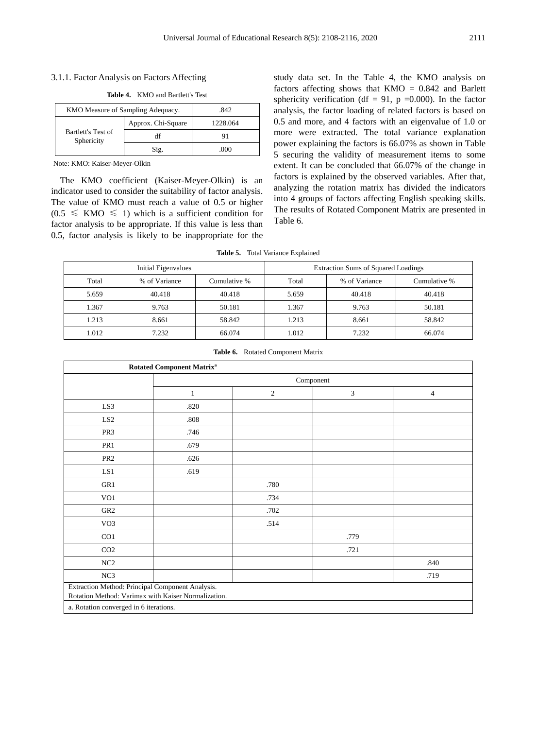#### 3.1.1. Factor Analysis on Factors Affecting

**Table 4.** KMO and Bartlett's Test

| KMO Measure of Sampling Adequacy. | | .842 |
|---|---|---|
| Bartlett's Test of Sphericity | Approx. Chi-Square | 1228.064 |
| | df | 91 |
| | Sig. | .000 |

Note: KMO: Kaiser-Meyer-Olkin

The KMO coefficient (Kaiser-Meyer-Olkin) is an indicator used to consider the suitability of factor analysis. The value of KMO must reach a value of 0.5 or higher ($0.5 \leqslant KMO \leqslant 1$) which is a sufficient condition for factor analysis to be appropriate. If this value is less than 0.5, factor analysis is likely to be inappropriate for the study data set. In the Table 4, the KMO analysis on factors affecting shows that KMO = 0.842 and Barlett sphericity verification (df = 91, p =0.000). In the factor analysis, the factor loading of related factors is based on 0.5 and more, and 4 factors with an eigenvalue of 1.0 or more were extracted. The total variance explanation power explaining the factors is 66.07% as shown in Table 5 securing the validity of measurement items to some extent. It can be concluded that 66.07% of the change in factors is explained by the observed variables. After that, analyzing the rotation matrix has divided the indicators into 4 groups of factors affecting English speaking skills. The results of Rotated Component Matrix are presented in Table 6.

**Table 5.** Total Variance Explained

| Initial Eigenvalues | | | Extraction Sums of Squared Loadings | | |
|---|---|---|---|---|---|
| Total | % of Variance | Cumulative % | Total | % of Variance | Cumulative % |
| 5.659 | 40.418 | 40.418 | 5.659 | 40.418 | 40.418 |
| 1.367 | 9.763 | 50.181 | 1.367 | 9.763 | 50.181 |
| 1.213 | 8.661 | 58.842 | 1.213 | 8.661 | 58.842 |
| 1.012 | 7.232 | 66.074 | 1.012 | 7.232 | 66.074 |

**Table 6.** Rotated Component Matrix

| Rotated Component Matrix[a] | | | | |
|---|---|---|---|---|
| | Component | | | |
| | 1 | 2 | 3 | 4 |
| LS3 | .820 | | | |
| LS2 | .808 | | | |
| PR3 | .746 | | | |
| PR1 | .679 | | | |
| PR2 | .626 | | | |
| LS1 | .619 | | | |
| GR1 | | .780 | | |
| VO1 | | .734 | | |
| GR2 | | .702 | | |
| VO3 | | .514 | | |
| CO1 | | | .779 | |
| CO2 | | | .721 | |
| NC2 | | | | .840 |
| NC3 | | | | .719 |
| Extraction Method: Principal Component Analysis. Rotation Method: Varimax with Kaiser Normalization. | | | | |
| a. Rotation converged in 6 iterations. | | | | |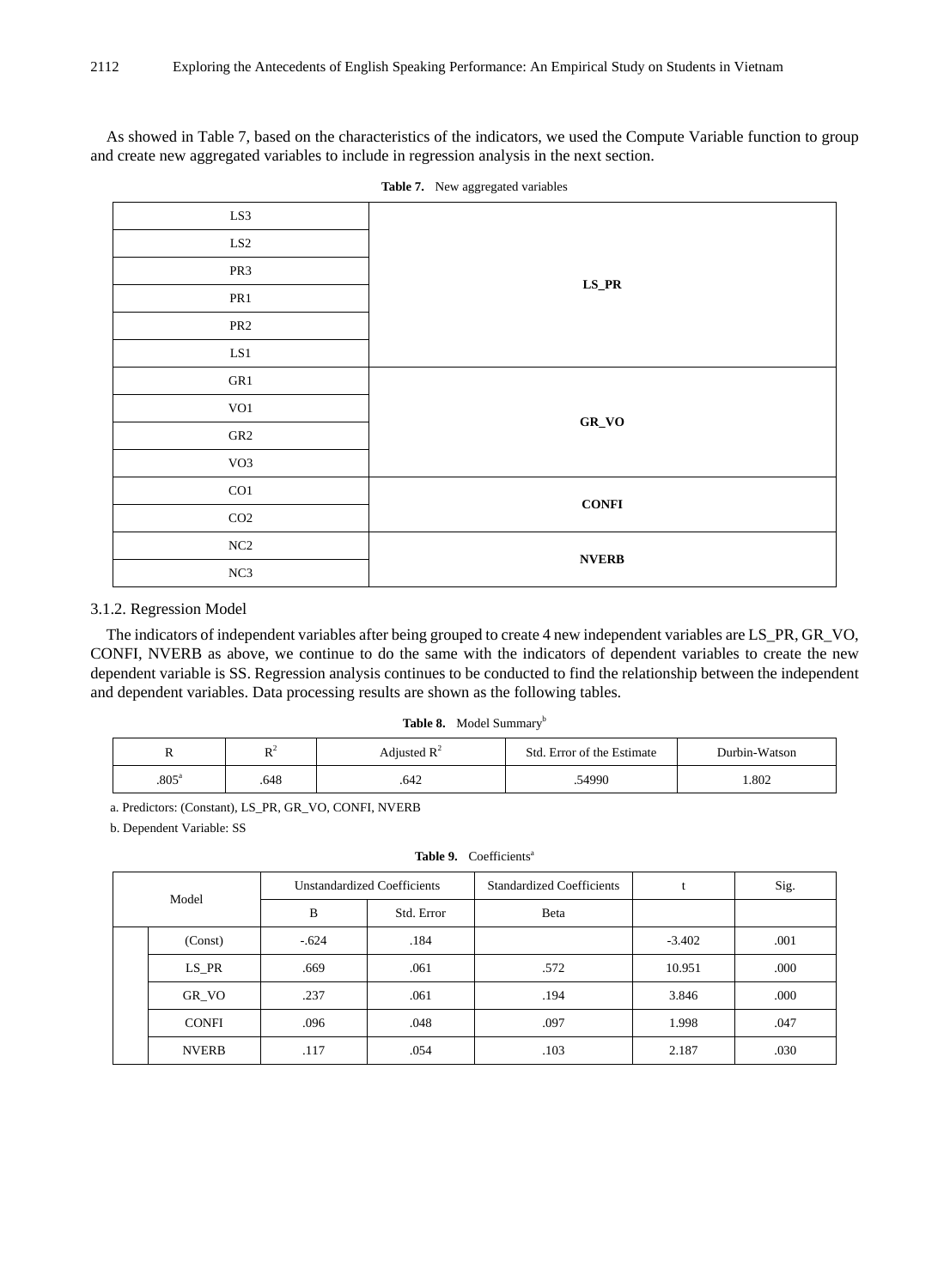As showed in Table 7, based on the characteristics of the indicators, we used the Compute Variable function to group and create new aggregated variables to include in regression analysis in the next section.

**Table 7.** New aggregated variables

| Indicator | New variable |
|---|---|
| LS3 | **LS_PR** |
| LS2 | |
| PR3 | |
| PR1 | |
| PR2 | |
| LS1 | |
| GR1 | **GR_VO** |
| VO1 | |
| GR2 | |
| VO3 | |
| CO1 | **CONFI** |
| CO2 | |
| NC2 | **NVERB** |
| NC3 | |

3.1.2. Regression Model

The indicators of independent variables after being grouped to create 4 new independent variables are LS_PR, GR_VO, CONFI, NVERB as above, we continue to do the same with the indicators of dependent variables to create the new dependent variable is SS. Regression analysis continues to be conducted to find the relationship between the independent and dependent variables. Data processing results are shown as the following tables.

**Table 8.** Model Summary[b]

| R | $R^2$ | Adjusted $R^2$ | Std. Error of the Estimate | Durbin-Watson |
|---|---|---|---|---|
| .805[a] | .648 | .642 | .54990 | 1.802 |

a. Predictors: (Constant), LS_PR, GR_VO, CONFI, NVERB

b. Dependent Variable: SS

**Table 9.** Coefficients[a]

| Model | | Unstandardized Coefficients | | Standardized Coefficients | t | Sig. |
|---|---|---|---|---|---|---|
| | | B | Std. Error | Beta | | |
| | (Const) | -.624 | .184 | | -3.402 | .001 |
| | LS_PR | .669 | .061 | .572 | 10.951 | .000 |
| | GR_VO | .237 | .061 | .194 | 3.846 | .000 |
| | CONFI | .096 | .048 | .097 | 1.998 | .047 |
| | NVERB | .117 | .054 | .103 | 2.187 | .030 |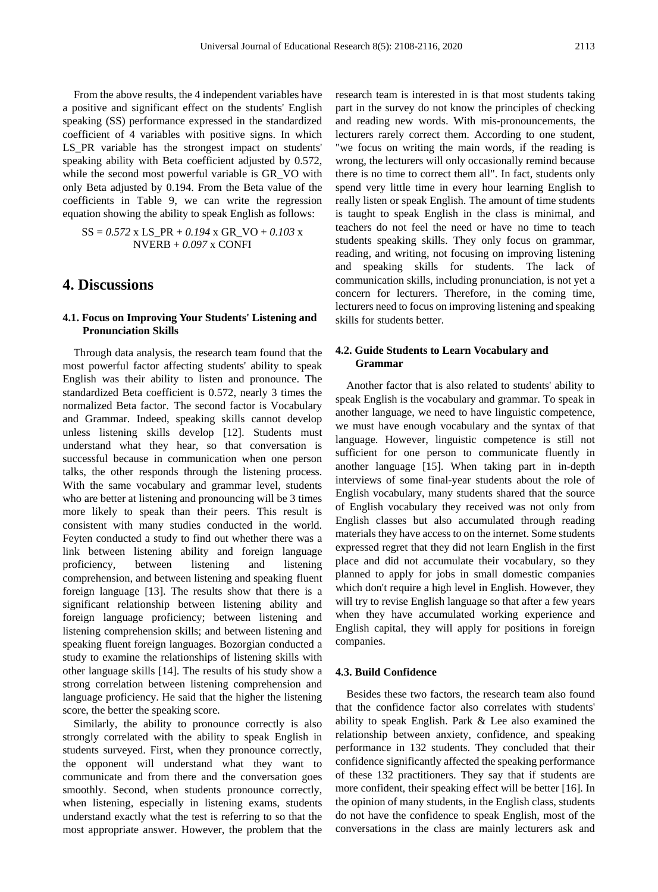From the above results, the 4 independent variables have a positive and significant effect on the students' English speaking (SS) performance expressed in the standardized coefficient of 4 variables with positive signs. In which LS_PR variable has the strongest impact on students' speaking ability with Beta coefficient adjusted by 0.572, while the second most powerful variable is GR_VO with only Beta adjusted by 0.194. From the Beta value of the coefficients in Table 9, we can write the regression equation showing the ability to speak English as follows:

$$SS = 0.572 \times LS\_PR + 0.194 \times GR\_VO + 0.103 \times NVERB + 0.097 \times CONFI$$

# 4. Discussions

### 4.1. Focus on Improving Your Students' Listening and Pronunciation Skills

Through data analysis, the research team found that the most powerful factor affecting students' ability to speak English was their ability to listen and pronounce. The standardized Beta coefficient is 0.572, nearly 3 times the normalized Beta factor. The second factor is Vocabulary and Grammar. Indeed, speaking skills cannot develop unless listening skills develop [12]. Students must understand what they hear, so that conversation is successful because in communication when one person talks, the other responds through the listening process. With the same vocabulary and grammar level, students who are better at listening and pronouncing will be 3 times more likely to speak than their peers. This result is consistent with many studies conducted in the world. Feyten conducted a study to find out whether there was a link between listening ability and foreign language proficiency, between listening and listening comprehension, and between listening and speaking fluent foreign language [13]. The results show that there is a significant relationship between listening ability and foreign language proficiency; between listening and listening comprehension skills; and between listening and speaking fluent foreign languages. Bozorgian conducted a study to examine the relationships of listening skills with other language skills [14]. The results of his study show a strong correlation between listening comprehension and language proficiency. He said that the higher the listening score, the better the speaking score.

Similarly, the ability to pronounce correctly is also strongly correlated with the ability to speak English in students surveyed. First, when they pronounce correctly, the opponent will understand what they want to communicate and from there and the conversation goes smoothly. Second, when students pronounce correctly, when listening, especially in listening exams, students understand exactly what the test is referring to so that the most appropriate answer. However, the problem that the research team is interested in is that most students taking part in the survey do not know the principles of checking and reading new words. With mis-pronouncements, the lecturers rarely correct them. According to one student, "we focus on writing the main words, if the reading is wrong, the lecturers will only occasionally remind because there is no time to correct them all". In fact, students only spend very little time in every hour learning English to really listen or speak English. The amount of time students is taught to speak English in the class is minimal, and teachers do not feel the need or have no time to teach students speaking skills. They only focus on grammar, reading, and writing, not focusing on improving listening and speaking skills for students. The lack of communication skills, including pronunciation, is not yet a concern for lecturers. Therefore, in the coming time, lecturers need to focus on improving listening and speaking skills for students better.

### 4.2. Guide Students to Learn Vocabulary and Grammar

Another factor that is also related to students' ability to speak English is the vocabulary and grammar. To speak in another language, we need to have linguistic competence, we must have enough vocabulary and the syntax of that language. However, linguistic competence is still not sufficient for one person to communicate fluently in another language [15]. When taking part in in-depth interviews of some final-year students about the role of English vocabulary, many students shared that the source of English vocabulary they received was not only from English classes but also accumulated through reading materials they have access to on the internet. Some students expressed regret that they did not learn English in the first place and did not accumulate their vocabulary, so they planned to apply for jobs in small domestic companies which don't require a high level in English. However, they will try to revise English language so that after a few years when they have accumulated working experience and English capital, they will apply for positions in foreign companies.

### 4.3. Build Confidence

Besides these two factors, the research team also found that the confidence factor also correlates with students' ability to speak English. Park & Lee also examined the relationship between anxiety, confidence, and speaking performance in 132 students. They concluded that their confidence significantly affected the speaking performance of these 132 practitioners. They say that if students are more confident, their speaking effect will be better [16]. In the opinion of many students, in the English class, students do not have the confidence to speak English, most of the conversations in the class are mainly lecturers ask and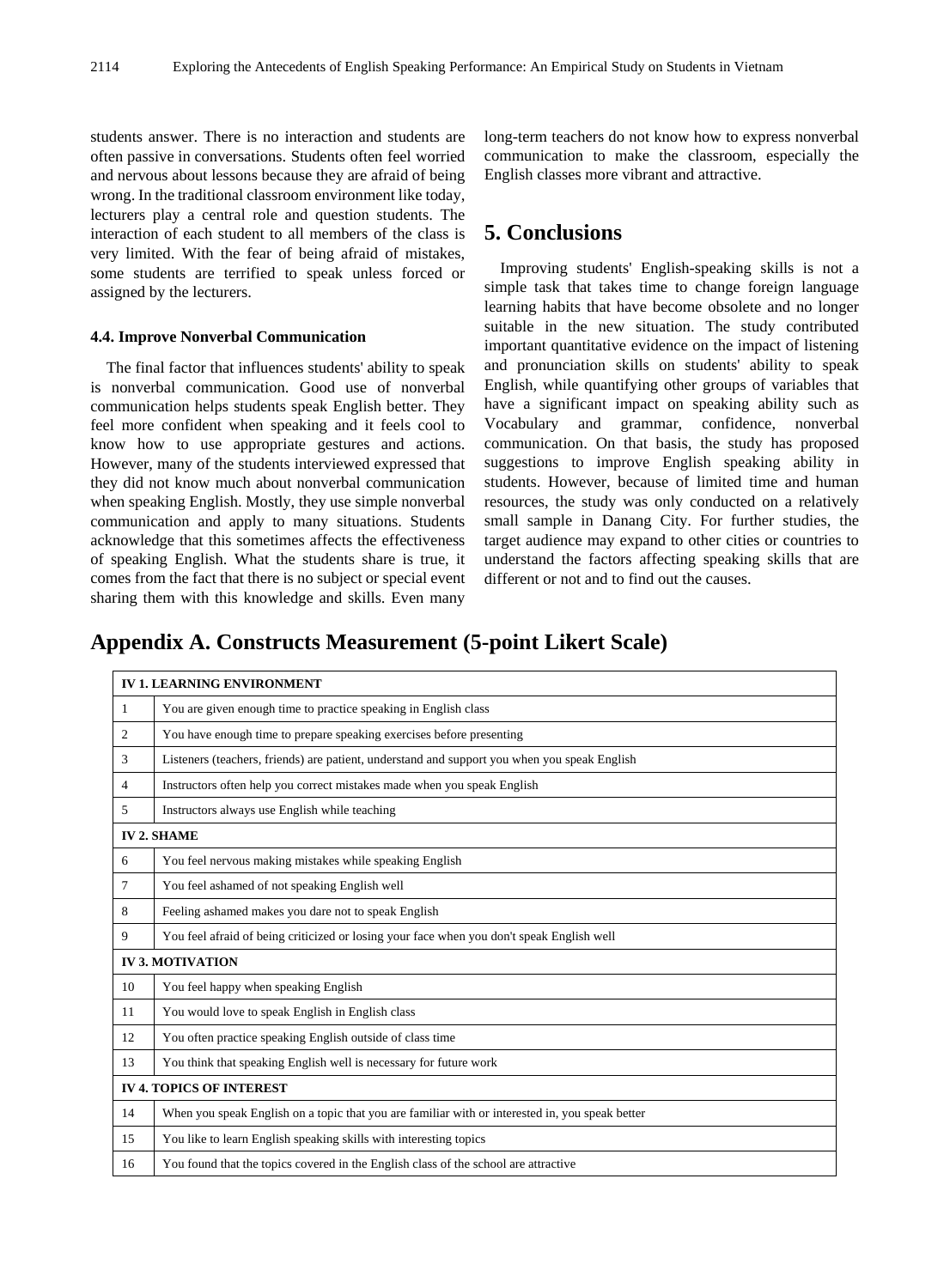students answer. There is no interaction and students are often passive in conversations. Students often feel worried and nervous about lessons because they are afraid of being wrong. In the traditional classroom environment like today, lecturers play a central role and question students. The interaction of each student to all members of the class is very limited. With the fear of being afraid of mistakes, some students are terrified to speak unless forced or assigned by the lecturers.

### 4.4. Improve Nonverbal Communication

The final factor that influences students' ability to speak is nonverbal communication. Good use of nonverbal communication helps students speak English better. They feel more confident when speaking and it feels cool to know how to use appropriate gestures and actions. However, many of the students interviewed expressed that they did not know much about nonverbal communication when speaking English. Mostly, they use simple nonverbal communication and apply to many situations. Students acknowledge that this sometimes affects the effectiveness of speaking English. What the students share is true, it comes from the fact that there is no subject or special event sharing them with this knowledge and skills. Even many long-term teachers do not know how to express nonverbal communication to make the classroom, especially the English classes more vibrant and attractive.

## 5. Conclusions

Improving students' English-speaking skills is not a simple task that takes time to change foreign language learning habits that have become obsolete and no longer suitable in the new situation. The study contributed important quantitative evidence on the impact of listening and pronunciation skills on students' ability to speak English, while quantifying other groups of variables that have a significant impact on speaking ability such as Vocabulary and grammar, confidence, nonverbal communication. On that basis, the study has proposed suggestions to improve English speaking ability in students. However, because of limited time and human resources, the study was only conducted on a relatively small sample in Danang City. For further studies, the target audience may expand to other cities or countries to understand the factors affecting speaking skills that are different or not and to find out the causes.

## Appendix A. Constructs Measurement (5-point Likert Scale)

| **IV 1. LEARNING ENVIRONMENT** | |
|---|---|
| 1 | You are given enough time to practice speaking in English class |
| 2 | You have enough time to prepare speaking exercises before presenting |
| 3 | Listeners (teachers, friends) are patient, understand and support you when you speak English |
| 4 | Instructors often help you correct mistakes made when you speak English |
| 5 | Instructors always use English while teaching |
| **IV 2. SHAME** | |
| 6 | You feel nervous making mistakes while speaking English |
| 7 | You feel ashamed of not speaking English well |
| 8 | Feeling ashamed makes you dare not to speak English |
| 9 | You feel afraid of being criticized or losing your face when you don't speak English well |
| **IV 3. MOTIVATION** | |
| 10 | You feel happy when speaking English |
| 11 | You would love to speak English in English class |
| 12 | You often practice speaking English outside of class time |
| 13 | You think that speaking English well is necessary for future work |
| **IV 4. TOPICS OF INTEREST** | |
| 14 | When you speak English on a topic that you are familiar with or interested in, you speak better |
| 15 | You like to learn English speaking skills with interesting topics |
| 16 | You found that the topics covered in the English class of the school are attractive |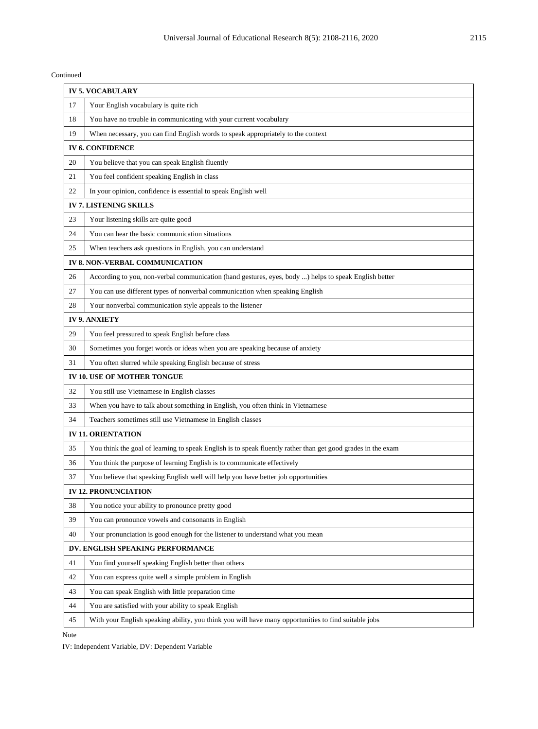Continued

| | |
|---|---|
| **IV 5. VOCABULARY** | |
| 17 | Your English vocabulary is quite rich |
| 18 | You have no trouble in communicating with your current vocabulary |
| 19 | When necessary, you can find English words to speak appropriately to the context |
| **IV 6. CONFIDENCE** | |
| 20 | You believe that you can speak English fluently |
| 21 | You feel confident speaking English in class |
| 22 | In your opinion, confidence is essential to speak English well |
| **IV 7. LISTENING SKILLS** | |
| 23 | Your listening skills are quite good |
| 24 | You can hear the basic communication situations |
| 25 | When teachers ask questions in English, you can understand |
| **IV 8. NON-VERBAL COMMUNICATION** | |
| 26 | According to you, non-verbal communication (hand gestures, eyes, body ...) helps to speak English better |
| 27 | You can use different types of nonverbal communication when speaking English |
| 28 | Your nonverbal communication style appeals to the listener |
| **IV 9. ANXIETY** | |
| 29 | You feel pressured to speak English before class |
| 30 | Sometimes you forget words or ideas when you are speaking because of anxiety |
| 31 | You often slurred while speaking English because of stress |
| **IV 10. USE OF MOTHER TONGUE** | |
| 32 | You still use Vietnamese in English classes |
| 33 | When you have to talk about something in English, you often think in Vietnamese |
| 34 | Teachers sometimes still use Vietnamese in English classes |
| **IV 11. ORIENTATION** | |
| 35 | You think the goal of learning to speak English is to speak fluently rather than get good grades in the exam |
| 36 | You think the purpose of learning English is to communicate effectively |
| 37 | You believe that speaking English well will help you have better job opportunities |
| **IV 12. PRONUNCIATION** | |
| 38 | You notice your ability to pronounce pretty good |
| 39 | You can pronounce vowels and consonants in English |
| 40 | Your pronunciation is good enough for the listener to understand what you mean |
| **DV. ENGLISH SPEAKING PERFORMANCE** | |
| 41 | You find yourself speaking English better than others |
| 42 | You can express quite well a simple problem in English |
| 43 | You can speak English with little preparation time |
| 44 | You are satisfied with your ability to speak English |
| 45 | With your English speaking ability, you think you will have many opportunities to find suitable jobs |

Note

IV: Independent Variable, DV: Dependent Variable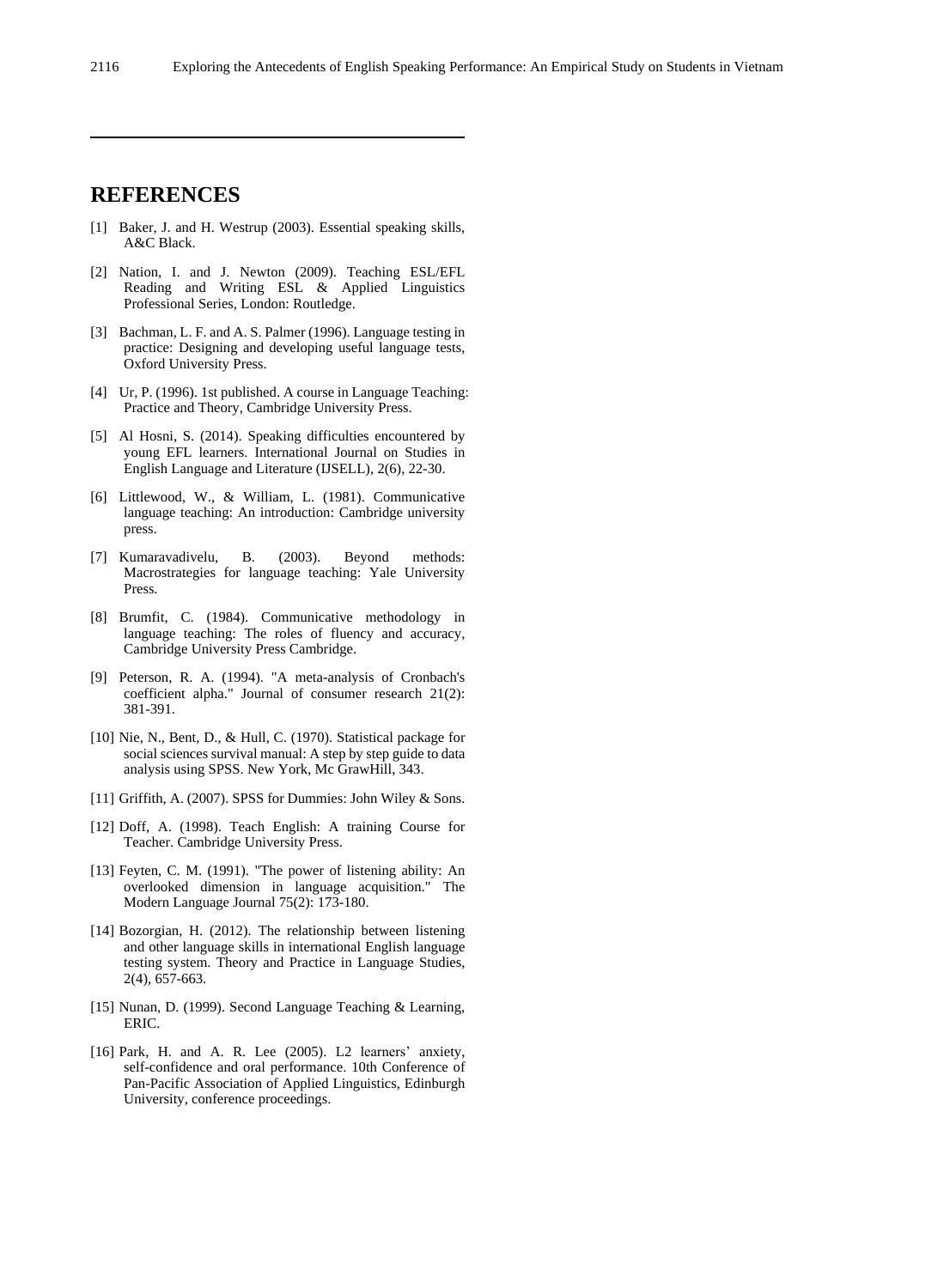## REFERENCES

[1] Baker, J. and H. Westrup (2003). Essential speaking skills, A&C Black.

[2] Nation, I. and J. Newton (2009). Teaching ESL/EFL Reading and Writing ESL & Applied Linguistics Professional Series, London: Routledge.

[3] Bachman, L. F. and A. S. Palmer (1996). Language testing in practice: Designing and developing useful language tests, Oxford University Press.

[4] Ur, P. (1996). 1st published. A course in Language Teaching: Practice and Theory, Cambridge University Press.

[5] Al Hosni, S. (2014). Speaking difficulties encountered by young EFL learners. International Journal on Studies in English Language and Literature (IJSELL), 2(6), 22-30.

[6] Littlewood, W., & William, L. (1981). Communicative language teaching: An introduction: Cambridge university press.

[7] Kumaravadivelu, B. (2003). Beyond methods: Macrostrategies for language teaching: Yale University Press.

[8] Brumfit, C. (1984). Communicative methodology in language teaching: The roles of fluency and accuracy, Cambridge University Press Cambridge.

[9] Peterson, R. A. (1994). "A meta-analysis of Cronbach's coefficient alpha." Journal of consumer research 21(2): 381-391.

[10] Nie, N., Bent, D., & Hull, C. (1970). Statistical package for social sciences survival manual: A step by step guide to data analysis using SPSS. New York, Mc GrawHill, 343.

[11] Griffith, A. (2007). SPSS for Dummies: John Wiley & Sons.

[12] Doff, A. (1998). Teach English: A training Course for Teacher. Cambridge University Press.

[13] Feyten, C. M. (1991). "The power of listening ability: An overlooked dimension in language acquisition." The Modern Language Journal 75(2): 173-180.

[14] Bozorgian, H. (2012). The relationship between listening and other language skills in international English language testing system. Theory and Practice in Language Studies, 2(4), 657-663.

[15] Nunan, D. (1999). Second Language Teaching & Learning, ERIC.

[16] Park, H. and A. R. Lee (2005). L2 learners' anxiety, self-confidence and oral performance. 10th Conference of Pan-Pacific Association of Applied Linguistics, Edinburgh University, conference proceedings.